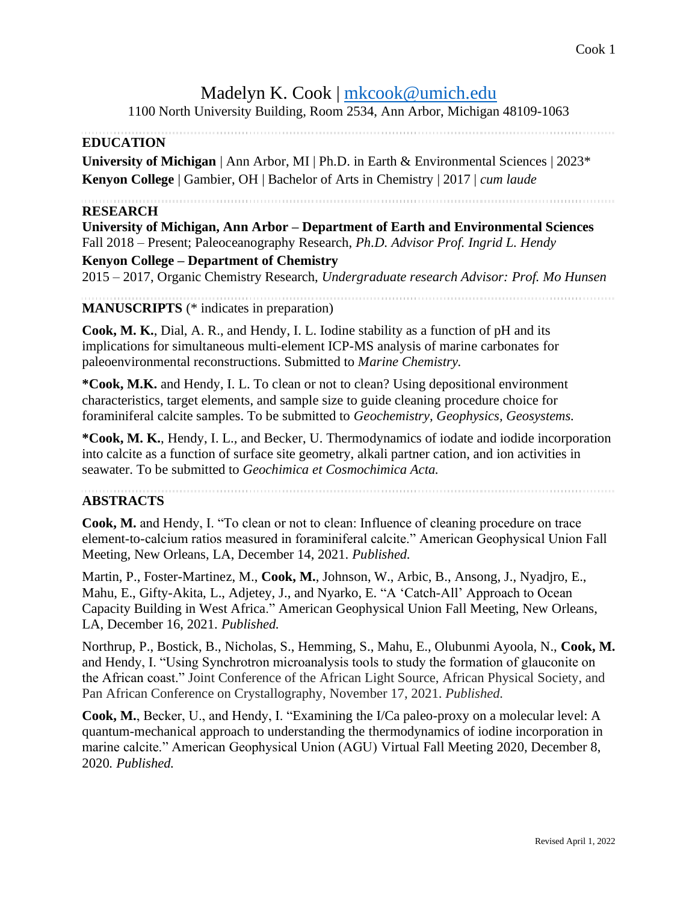# Madelyn K. Cook | [mkcook@umich.edu](mailto:mkcook@umich.edu)

1100 North University Building, Room 2534, Ann Arbor, Michigan 48109-1063

## EDUCATION

**University of Michigan** | Ann Arbor, MI | Ph.D. in Earth & Environmental Sciences | 2023*
**Kenyon College** | Gambier, OH | Bachelor of Arts in Chemistry | 2017 | *cum laude*

## RESEARCH

**University of Michigan, Ann Arbor – Department of Earth and Environmental Sciences**
Fall 2018 – Present; Paleoceanography Research, *Ph.D. Advisor Prof. Ingrid L. Hendy*

**Kenyon College – Department of Chemistry**
2015 – 2017, Organic Chemistry Research, *Undergraduate research Advisor: Prof. Mo Hunsen*

## MANUSCRIPTS (* indicates in preparation)

**Cook, M. K.**, Dial, A. R., and Hendy, I. L. Iodine stability as a function of pH and its implications for simultaneous multi-element ICP-MS analysis of marine carbonates for paleoenvironmental reconstructions. Submitted to *Marine Chemistry.*

**\*Cook, M.K.** and Hendy, I. L. To clean or not to clean? Using depositional environment characteristics, target elements, and sample size to guide cleaning procedure choice for foraminiferal calcite samples. To be submitted to *Geochemistry, Geophysics, Geosystems.*

**\*Cook, M. K.**, Hendy, I. L., and Becker, U. Thermodynamics of iodate and iodide incorporation into calcite as a function of surface site geometry, alkali partner cation, and ion activities in seawater. To be submitted to *Geochimica et Cosmochimica Acta.*

## ABSTRACTS

**Cook, M.** and Hendy, I. "To clean or not to clean: Influence of cleaning procedure on trace element-to-calcium ratios measured in foraminiferal calcite." American Geophysical Union Fall Meeting, New Orleans, LA, December 14, 2021. *Published.*

Martin, P., Foster-Martinez, M., **Cook, M.**, Johnson, W., Arbic, B., Ansong, J., Nyadjro, E., Mahu, E., Gifty-Akita, L., Adjetey, J., and Nyarko, E. "A 'Catch-All' Approach to Ocean Capacity Building in West Africa." American Geophysical Union Fall Meeting, New Orleans, LA, December 16, 2021. *Published.*

Northrup, P., Bostick, B., Nicholas, S., Hemming, S., Mahu, E., Olubunmi Ayoola, N., **Cook, M.** and Hendy, I. "Using Synchrotron microanalysis tools to study the formation of glauconite on the African coast." Joint Conference of the African Light Source, African Physical Society, and Pan African Conference on Crystallography, November 17, 2021. *Published.*

**Cook, M.**, Becker, U., and Hendy, I. "Examining the I/Ca paleo-proxy on a molecular level: A quantum-mechanical approach to understanding the thermodynamics of iodine incorporation in marine calcite." American Geophysical Union (AGU) Virtual Fall Meeting 2020, December 8, 2020. *Published.*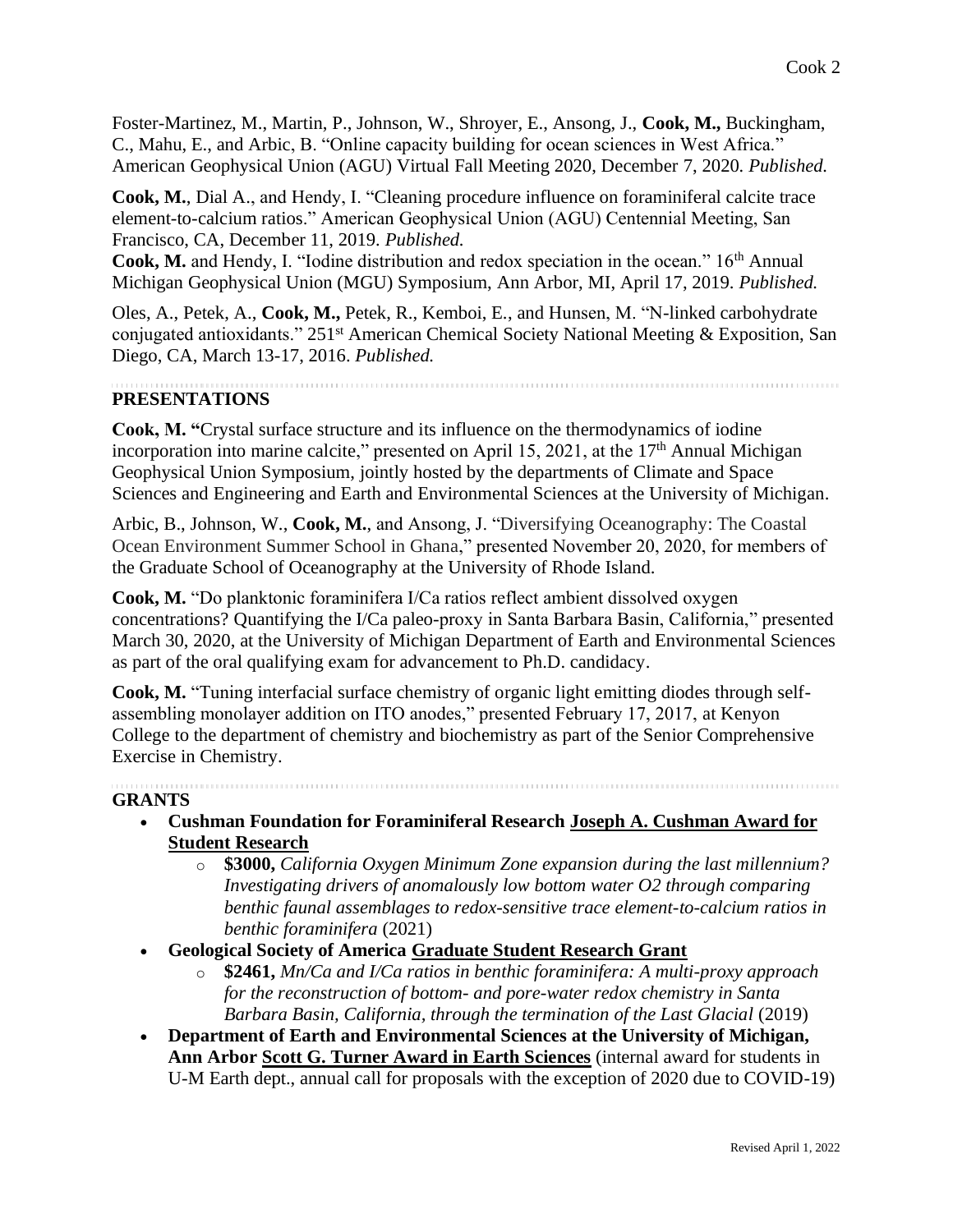Foster-Martinez, M., Martin, P., Johnson, W., Shroyer, E., Ansong, J., **Cook, M.,** Buckingham, C., Mahu, E., and Arbic, B. "Online capacity building for ocean sciences in West Africa." American Geophysical Union (AGU) Virtual Fall Meeting 2020, December 7, 2020. *Published.*

**Cook, M.**, Dial A., and Hendy, I. "Cleaning procedure influence on foraminiferal calcite trace element-to-calcium ratios." American Geophysical Union (AGU) Centennial Meeting, San Francisco, CA, December 11, 2019. *Published.*

**Cook, M.** and Hendy, I. "Iodine distribution and redox speciation in the ocean." 16th Annual Michigan Geophysical Union (MGU) Symposium, Ann Arbor, MI, April 17, 2019. *Published.*

Oles, A., Petek, A., **Cook, M.,** Petek, R., Kemboi, E., and Hunsen, M. "N-linked carbohydrate conjugated antioxidants." 251st American Chemical Society National Meeting & Exposition, San Diego, CA, March 13-17, 2016. *Published.*

## PRESENTATIONS

**Cook, M.** "Crystal surface structure and its influence on the thermodynamics of iodine incorporation into marine calcite," presented on April 15, 2021, at the 17th Annual Michigan Geophysical Union Symposium, jointly hosted by the departments of Climate and Space Sciences and Engineering and Earth and Environmental Sciences at the University of Michigan.

Arbic, B., Johnson, W., **Cook, M.**, and Ansong, J. "Diversifying Oceanography: The Coastal Ocean Environment Summer School in Ghana," presented November 20, 2020, for members of the Graduate School of Oceanography at the University of Rhode Island.

**Cook, M.** "Do planktonic foraminifera I/Ca ratios reflect ambient dissolved oxygen concentrations? Quantifying the I/Ca paleo-proxy in Santa Barbara Basin, California," presented March 30, 2020, at the University of Michigan Department of Earth and Environmental Sciences as part of the oral qualifying exam for advancement to Ph.D. candidacy.

**Cook, M.** "Tuning interfacial surface chemistry of organic light emitting diodes through self-assembling monolayer addition on ITO anodes," presented February 17, 2017, at Kenyon College to the department of chemistry and biochemistry as part of the Senior Comprehensive Exercise in Chemistry.

## GRANTS

- **Cushman Foundation for Foraminiferal Research Joseph A. Cushman Award for Student Research**
  - **\$3000,** *California Oxygen Minimum Zone expansion during the last millennium? Investigating drivers of anomalously low bottom water O2 through comparing benthic faunal assemblages to redox-sensitive trace element-to-calcium ratios in benthic foraminifera* (2021)
- **Geological Society of America Graduate Student Research Grant**
  - **\$2461,** *Mn/Ca and I/Ca ratios in benthic foraminifera: A multi-proxy approach for the reconstruction of bottom- and pore-water redox chemistry in Santa Barbara Basin, California, through the termination of the Last Glacial* (2019)
- **Department of Earth and Environmental Sciences at the University of Michigan, Ann Arbor Scott G. Turner Award in Earth Sciences** (internal award for students in U-M Earth dept., annual call for proposals with the exception of 2020 due to COVID-19)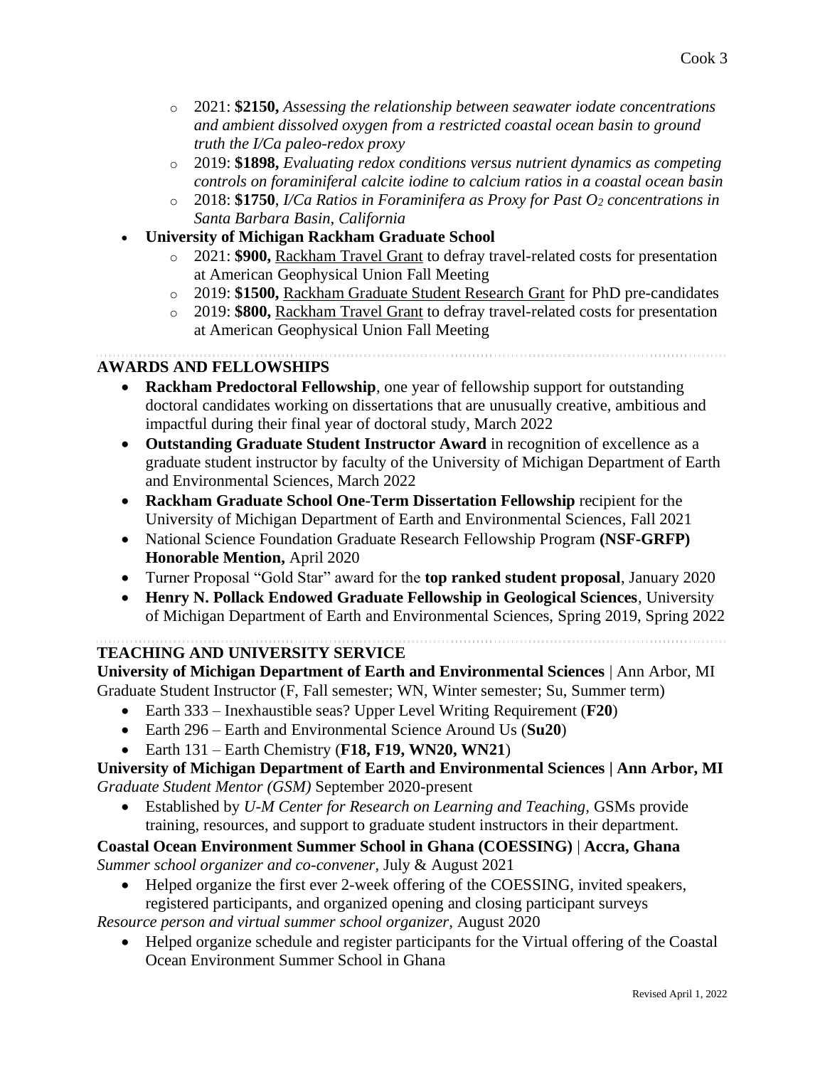- 2021: **$2150,** *Assessing the relationship between seawater iodate concentrations and ambient dissolved oxygen from a restricted coastal ocean basin to ground truth the I/Ca paleo-redox proxy*
  - 2019: **$1898,** *Evaluating redox conditions versus nutrient dynamics as competing controls on foraminiferal calcite iodine to calcium ratios in a coastal ocean basin*
  - 2018: **$1750**, *I/Ca Ratios in Foraminifera as Proxy for Past $O_2$ concentrations in Santa Barbara Basin, California*
- **University of Michigan Rackham Graduate School**
  - 2021: **$900,** Rackham Travel Grant to defray travel-related costs for presentation at American Geophysical Union Fall Meeting
  - 2019: **$1500,** Rackham Graduate Student Research Grant for PhD pre-candidates
  - 2019: **$800,** Rackham Travel Grant to defray travel-related costs for presentation at American Geophysical Union Fall Meeting

## AWARDS AND FELLOWSHIPS

- **Rackham Predoctoral Fellowship**, one year of fellowship support for outstanding doctoral candidates working on dissertations that are unusually creative, ambitious and impactful during their final year of doctoral study, March 2022
- **Outstanding Graduate Student Instructor Award** in recognition of excellence as a graduate student instructor by faculty of the University of Michigan Department of Earth and Environmental Sciences, March 2022
- **Rackham Graduate School One-Term Dissertation Fellowship** recipient for the University of Michigan Department of Earth and Environmental Sciences, Fall 2021
- National Science Foundation Graduate Research Fellowship Program **(NSF-GRFP) Honorable Mention,** April 2020
- Turner Proposal "Gold Star" award for the **top ranked student proposal**, January 2020
- **Henry N. Pollack Endowed Graduate Fellowship in Geological Sciences**, University of Michigan Department of Earth and Environmental Sciences, Spring 2019, Spring 2022

## TEACHING AND UNIVERSITY SERVICE

**University of Michigan Department of Earth and Environmental Sciences** | Ann Arbor, MI
Graduate Student Instructor (F, Fall semester; WN, Winter semester; Su, Summer term)

- Earth 333 – Inexhaustible seas? Upper Level Writing Requirement (**F20**)
- Earth 296 – Earth and Environmental Science Around Us (**Su20**)
- Earth 131 – Earth Chemistry (**F18, F19, WN20, WN21**)

**University of Michigan Department of Earth and Environmental Sciences | Ann Arbor, MI**
*Graduate Student Mentor (GSM)* September 2020-present

- Established by *U-M Center for Research on Learning and Teaching*, GSMs provide training, resources, and support to graduate student instructors in their department.

**Coastal Ocean Environment Summer School in Ghana (COESSING)** | **Accra, Ghana**
*Summer school organizer and co-convener,* July & August 2021

- Helped organize the first ever 2-week offering of the COESSING, invited speakers, registered participants, and organized opening and closing participant surveys

*Resource person and virtual summer school organizer,* August 2020

- Helped organize schedule and register participants for the Virtual offering of the Coastal Ocean Environment Summer School in Ghana

Revised April 1, 2022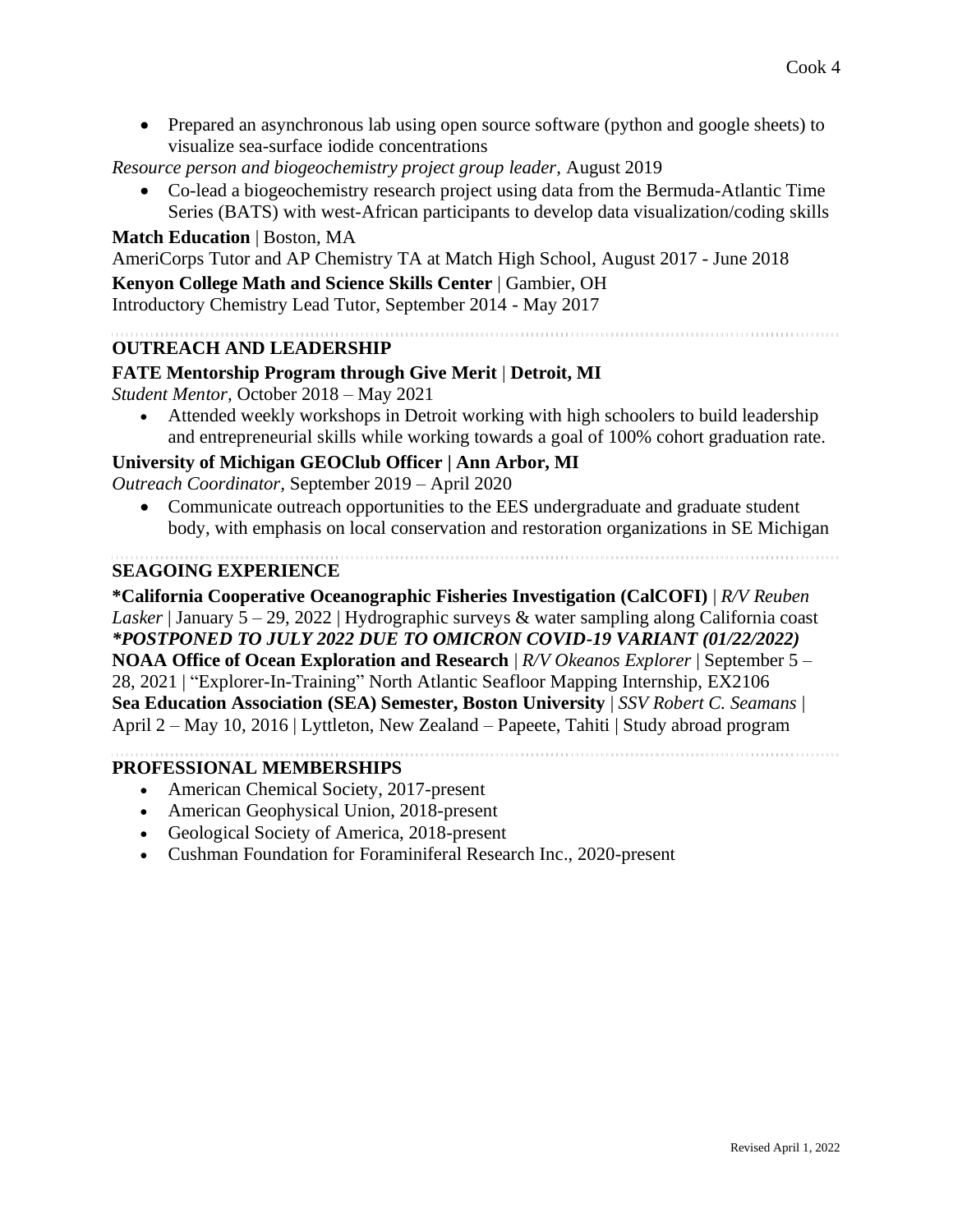- Prepared an asynchronous lab using open source software (python and google sheets) to visualize sea-surface iodide concentrations

*Resource person and biogeochemistry project group leader,* August 2019

- Co-lead a biogeochemistry research project using data from the Bermuda-Atlantic Time Series (BATS) with west-African participants to develop data visualization/coding skills

**Match Education** | Boston, MA

AmeriCorps Tutor and AP Chemistry TA at Match High School, August 2017 - June 2018

**Kenyon College Math and Science Skills Center** | Gambier, OH

Introductory Chemistry Lead Tutor, September 2014 - May 2017

## OUTREACH AND LEADERSHIP

**FATE Mentorship Program through Give Merit | Detroit, MI**

*Student Mentor,* October 2018 – May 2021

- Attended weekly workshops in Detroit working with high schoolers to build leadership and entrepreneurial skills while working towards a goal of 100% cohort graduation rate.

**University of Michigan GEOClub Officer | Ann Arbor, MI**

*Outreach Coordinator,* September 2019 – April 2020

- Communicate outreach opportunities to the EES undergraduate and graduate student body, with emphasis on local conservation and restoration organizations in SE Michigan

## SEAGOING EXPERIENCE

**\*California Cooperative Oceanographic Fisheries Investigation (CalCOFI)** | *R/V Reuben Lasker* | January 5 – 29, 2022 | Hydrographic surveys & water sampling along California coast
***POSTPONED TO JULY 2022 DUE TO OMICRON COVID-19 VARIANT (01/22/2022)***

**NOAA Office of Ocean Exploration and Research** | *R/V Okeanos Explorer* | September 5 – 28, 2021 | "Explorer-In-Training" North Atlantic Seafloor Mapping Internship, EX2106

**Sea Education Association (SEA) Semester, Boston University** | *SSV Robert C. Seamans* | April 2 – May 10, 2016 | Lyttleton, New Zealand – Papeete, Tahiti | Study abroad program

## PROFESSIONAL MEMBERSHIPS

- American Chemical Society, 2017-present
- American Geophysical Union, 2018-present
- Geological Society of America, 2018-present
- Cushman Foundation for Foraminiferal Research Inc., 2020-present

Revised April 1, 2022